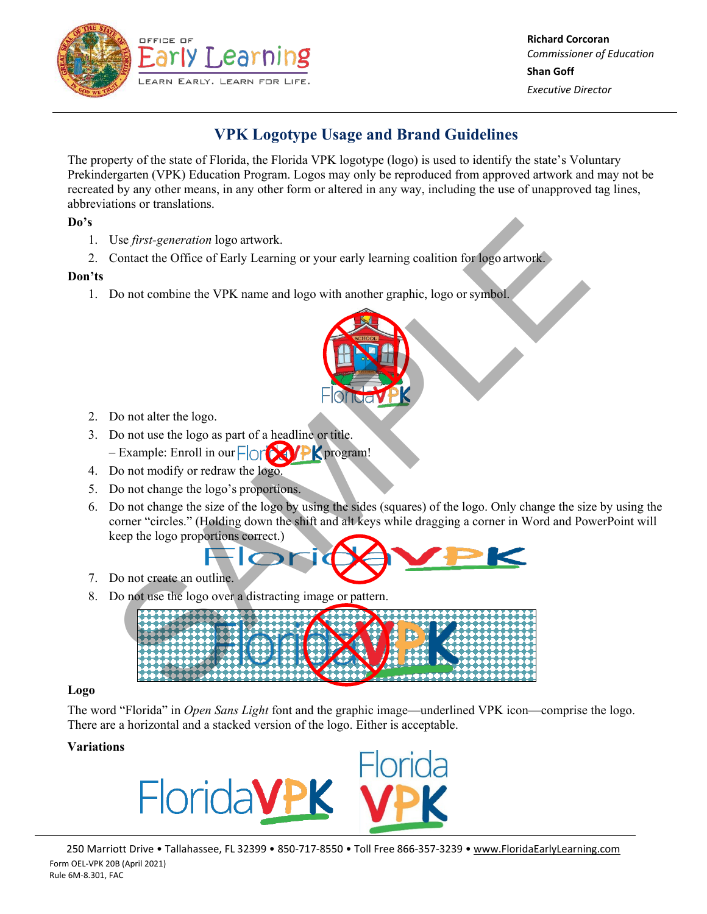Richard Corcoran
*Commissioner of Education*

Shan Goff
*Executive Director*

# VPK Logotype Usage and Brand Guidelines

The property of the state of Florida, the Florida VPK logotype (logo) is used to identify the state's Voluntary Prekindergarten (VPK) Education Program. Logos may only be reproduced from approved artwork and may not be recreated by any other means, in any other form or altered in any way, including the use of unapproved tag lines, abbreviations or translations.

**Do's**

1. Use *first-generation* logo artwork.
2. Contact the Office of Early Learning or your early learning coalition for logo artwork.

**Don'ts**

1. Do not combine the VPK name and logo with another graphic, logo or symbol.
2. Do not alter the logo.
3. Do not use the logo as part of a headline or title.
   – Example: Enroll in our FloridaVPK program!
4. Do not modify or redraw the logo.
5. Do not change the logo's proportions.
6. Do not change the size of the logo by using the sides (squares) of the logo. Only change the size by using the corner "circles." (Holding down the shift and alt keys while dragging a corner in Word and PowerPoint will keep the logo proportions correct.)
7. Do not create an outline.
8. Do not use the logo over a distracting image or pattern.

**Logo**

The word "Florida" in *Open Sans Light* font and the graphic image—underlined VPK icon—comprise the logo. There are a horizontal and a stacked version of the logo. Either is acceptable.

**Variations**

250 Marriott Drive • Tallahassee, FL 32399 • 850-717-8550 • Toll Free 866-357-3239 • www.FloridaEarlyLearning.com

Form OEL-VPK 20B (April 2021)
Rule 6M-8.301, FAC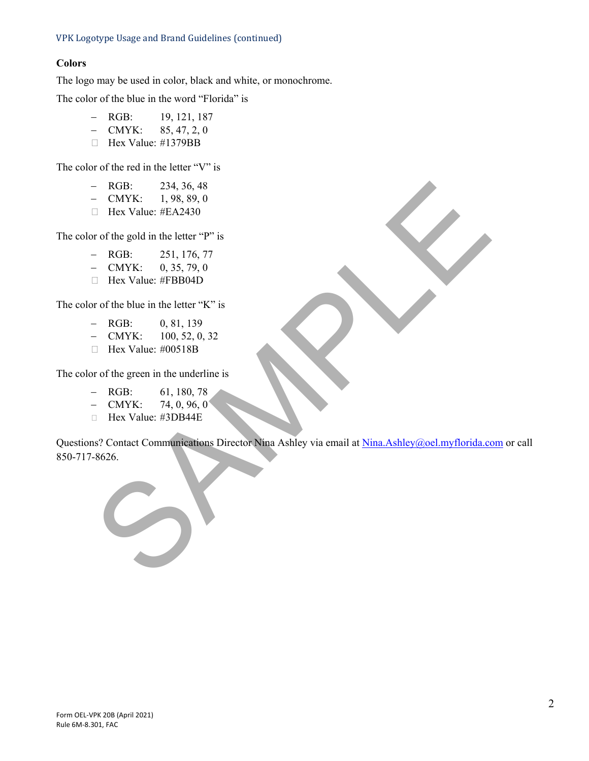## Colors

The logo may be used in color, black and white, or monochrome.

The color of the blue in the word "Florida" is

- RGB: 19, 121, 187
- CMYK: 85, 47, 2, 0
- Hex Value: #1379BB

The color of the red in the letter "V" is

- RGB: 234, 36, 48
- CMYK: 1, 98, 89, 0
- Hex Value: #EA2430

The color of the gold in the letter "P" is

- RGB: 251, 176, 77
- CMYK: 0, 35, 79, 0
- Hex Value: #FBB04D

The color of the blue in the letter "K" is

- RGB: 0, 81, 139
- CMYK: 100, 52, 0, 32
- Hex Value: #00518B

The color of the green in the underline is

- RGB: 61, 180, 78
- CMYK: 74, 0, 96, 0
- Hex Value: #3DB44E

Questions? Contact Communications Director Nina Ashley via email at [Nina.Ashley@oel.myflorida.com](mailto:Nina.Ashley@oel.myflorida.com) or call 850-717-8626.

SAMPLE

Form OEL-VPK 20B (April 2021)
Rule 6M-8.301, FAC